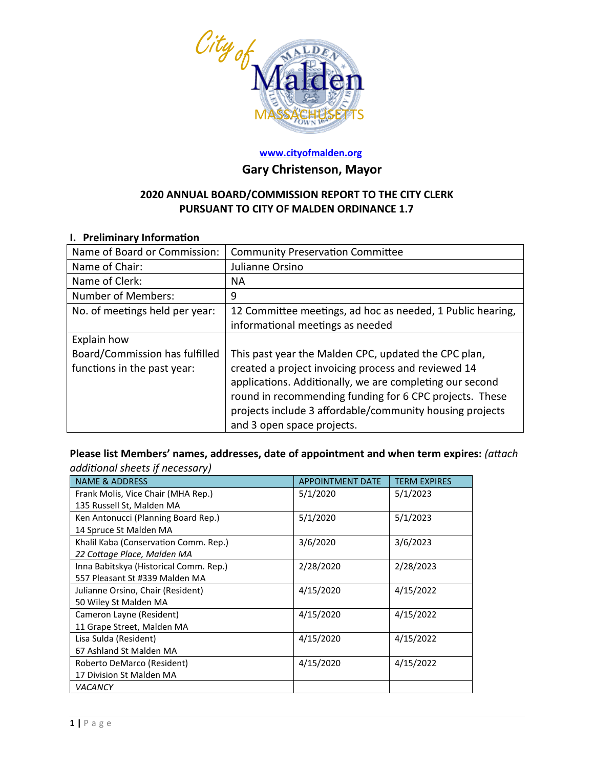www.cityofmalden.org

## Gary Christenson, Mayor

### 2020 ANNUAL BOARD/COMMISSION REPORT TO THE CITY CLERK PURSUANT TO CITY OF MALDEN ORDINANCE 1.7

### I. Preliminary Information

| | |
|---|---|
| Name of Board or Commission: | Community Preservation Committee |
| Name of Chair: | Julianne Orsino |
| Name of Clerk: | NA |
| Number of Members: | 9 |
| No. of meetings held per year: | 12 Committee meetings, ad hoc as needed, 1 Public hearing, informational meetings as needed |
| Explain how Board/Commission has fulfilled functions in the past year: | This past year the Malden CPC, updated the CPC plan, created a project invoicing process and reviewed 14 applications. Additionally, we are completing our second round in recommending funding for 6 CPC projects. These projects include 3 affordable/community housing projects and 3 open space projects. |

**Please list Members' names, addresses, date of appointment and when term expires:** *(attach additional sheets if necessary)*

| NAME & ADDRESS | APPOINTMENT DATE | TERM EXPIRES |
|---|---|---|
| Frank Molis, Vice Chair (MHA Rep.) 135 Russell St, Malden MA | 5/1/2020 | 5/1/2023 |
| Ken Antonucci (Planning Board Rep.) 14 Spruce St Malden MA | 5/1/2020 | 5/1/2023 |
| Khalil Kaba (Conservation Comm. Rep.) *22 Cottage Place, Malden MA* | 3/6/2020 | 3/6/2023 |
| Inna Babitskya (Historical Comm. Rep.) 557 Pleasant St #339 Malden MA | 2/28/2020 | 2/28/2023 |
| Julianne Orsino, Chair (Resident) 50 Wiley St Malden MA | 4/15/2020 | 4/15/2022 |
| Cameron Layne (Resident) 11 Grape Street, Malden MA | 4/15/2020 | 4/15/2022 |
| Lisa Sulda (Resident) 67 Ashland St Malden MA | 4/15/2020 | 4/15/2022 |
| Roberto DeMarco (Resident) 17 Division St Malden MA | 4/15/2020 | 4/15/2022 |
| *VACANCY* | | |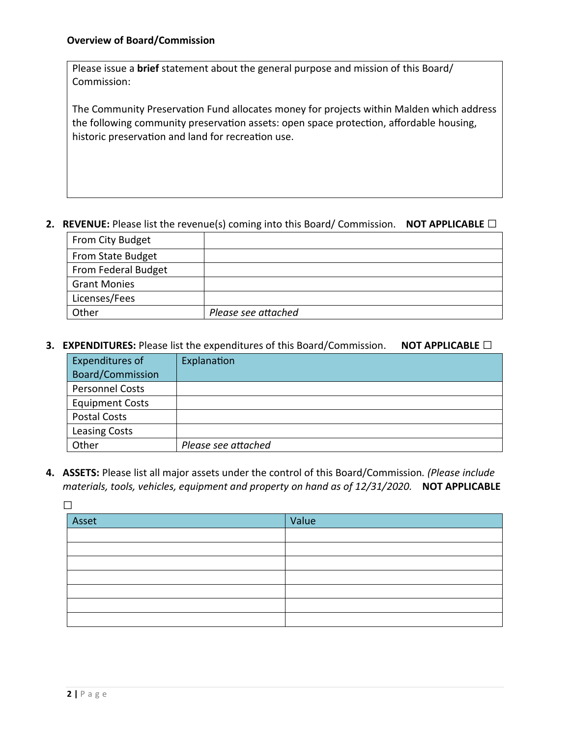**Overview of Board/Commission**

Please issue a **brief** statement about the general purpose and mission of this Board/ Commission:

The Community Preservation Fund allocates money for projects within Malden which address the following community preservation assets: open space protection, affordable housing, historic preservation and land for recreation use.

2. **REVENUE:** Please list the revenue(s) coming into this Board/ Commission. **NOT APPLICABLE** ☐

| | |
|---|---|
| From City Budget | |
| From State Budget | |
| From Federal Budget | |
| Grant Monies | |
| Licenses/Fees | |
| Other | *Please see attached* |

3. **EXPENDITURES:** Please list the expenditures of this Board/Commission. **NOT APPLICABLE** ☐

| Expenditures of Board/Commission | Explanation |
|---|---|
| Personnel Costs | |
| Equipment Costs | |
| Postal Costs | |
| Leasing Costs | |
| Other | *Please see attached* |

4. **ASSETS:** Please list all major assets under the control of this Board/Commission. *(Please include materials, tools, vehicles, equipment and property on hand as of 12/31/2020.* **NOT APPLICABLE** ☐

| Asset | Value |
|---|---|
| | |
| | |
| | |
| | |
| | |
| | |
| | |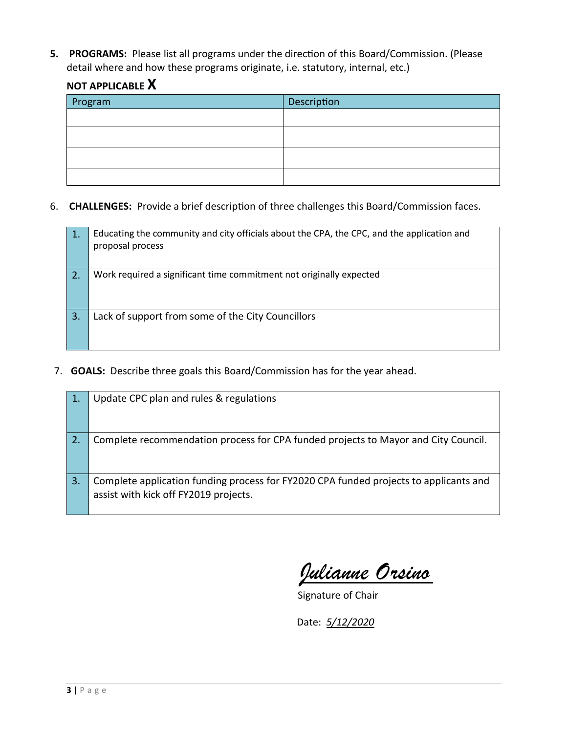5. **PROGRAMS:** Please list all programs under the direction of this Board/Commission. (Please detail where and how these programs originate, i.e. statutory, internal, etc.)

**NOT APPLICABLE X**

| Program | Description |
|---|---|
| | |
| | |
| | |
| | |

6. **CHALLENGES:** Provide a brief description of three challenges this Board/Commission faces.

| | |
|---|---|
| 1. | Educating the community and city officials about the CPA, the CPC, and the application and proposal process |
| 2. | Work required a significant time commitment not originally expected |
| 3. | Lack of support from some of the City Councillors |

7. **GOALS:** Describe three goals this Board/Commission has for the year ahead.

| | |
|---|---|
| 1. | Update CPC plan and rules & regulations |
| 2. | Complete recommendation process for CPA funded projects to Mayor and City Council. |
| 3. | Complete application funding process for FY2020 CPA funded projects to applicants and assist with kick off FY2019 projects. |

*Julianne Orsino*

Signature of Chair

Date: *5/12/2020*